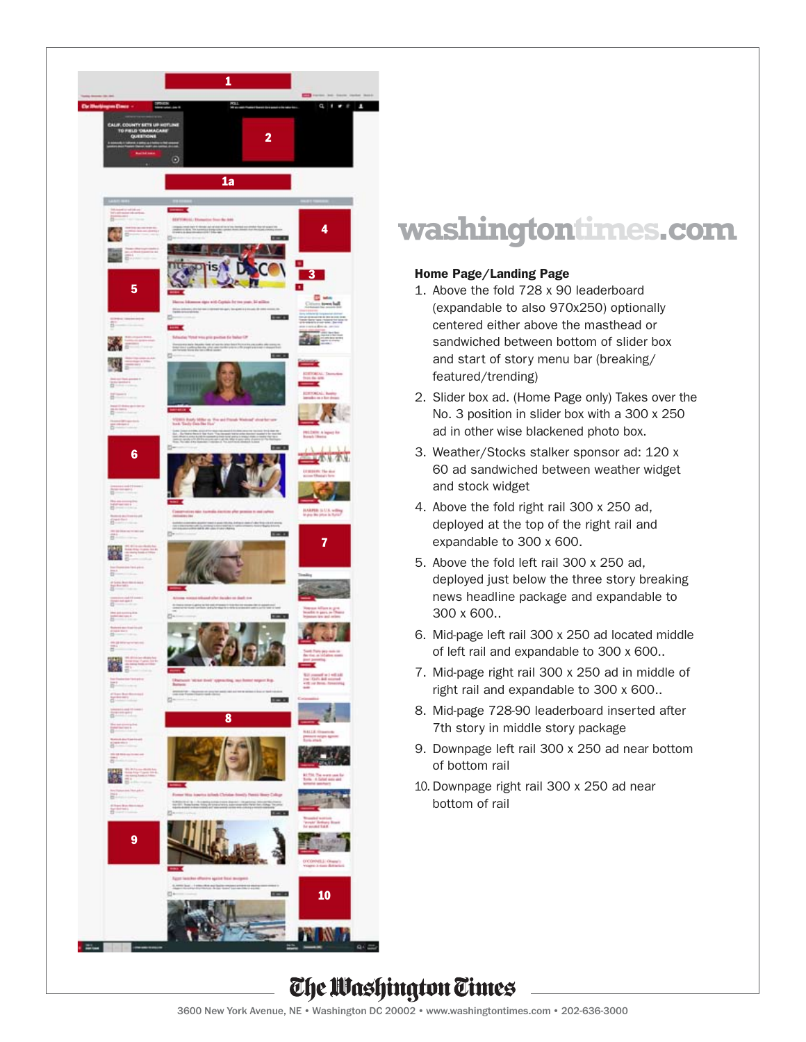# washingtontimes.com

**Home Page/Landing Page**

1. Above the fold 728 x 90 leaderboard (expandable to also 970x250) optionally centered either above the masthead or sandwiched between bottom of slider box and start of story menu bar (breaking/featured/trending)
2. Slider box ad. (Home Page only) Takes over the No. 3 position in slider box with a 300 x 250 ad in other wise blackened photo box.
3. Weather/Stocks stalker sponsor ad: 120 x 60 ad sandwiched between weather widget and stock widget
4. Above the fold right rail 300 x 250 ad, deployed at the top of the right rail and expandable to 300 x 600.
5. Above the fold left rail 300 x 250 ad, deployed just below the three story breaking news headline package and expandable to 300 x 600..
6. Mid-page left rail 300 x 250 ad located middle of left rail and expandable to 300 x 600..
7. Mid-page right rail 300 x 250 ad in middle of right rail and expandable to 300 x 600..
8. Mid-page 728-90 leaderboard inserted after 7th story in middle story package
9. Downpage left rail 300 x 250 ad near bottom of bottom rail
10. Downpage right rail 300 x 250 ad near bottom of rail

The Washington Times

3600 New York Avenue, NE • Washington DC 20002 • www.washingtontimes.com • 202-636-3000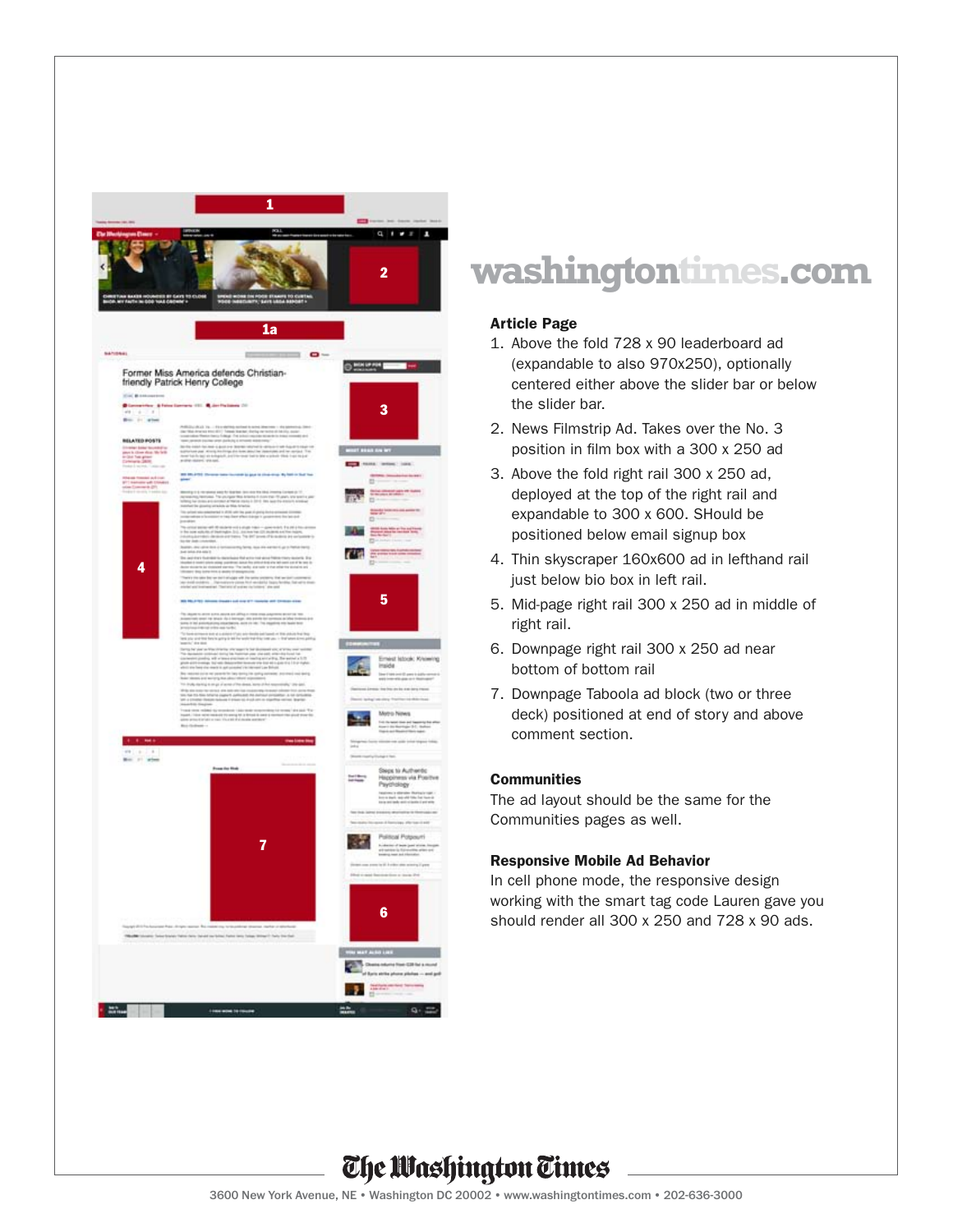# washingtontimes.com

### Article Page

1. Above the fold 728 x 90 leaderboard ad (expandable to also 970x250), optionally centered either above the slider bar or below the slider bar.
2. News Filmstrip Ad. Takes over the No. 3 position in film box with a 300 x 250 ad
3. Above the fold right rail 300 x 250 ad, deployed at the top of the right rail and expandable to 300 x 600. SHould be positioned below email signup box
4. Thin skyscraper 160x600 ad in lefthand rail just below bio box in left rail.
5. Mid-page right rail 300 x 250 ad in middle of right rail.
6. Downpage right rail 300 x 250 ad near bottom of bottom rail
7. Downpage Taboola ad block (two or three deck) positioned at end of story and above comment section.

### Communities

The ad layout should be the same for the Communities pages as well.

### Responsive Mobile Ad Behavior

In cell phone mode, the responsive design working with the smart tag code Lauren gave you should render all 300 x 250 and 728 x 90 ads.

The Washington Times

3600 New York Avenue, NE • Washington DC 20002 • www.washingtontimes.com • 202-636-3000